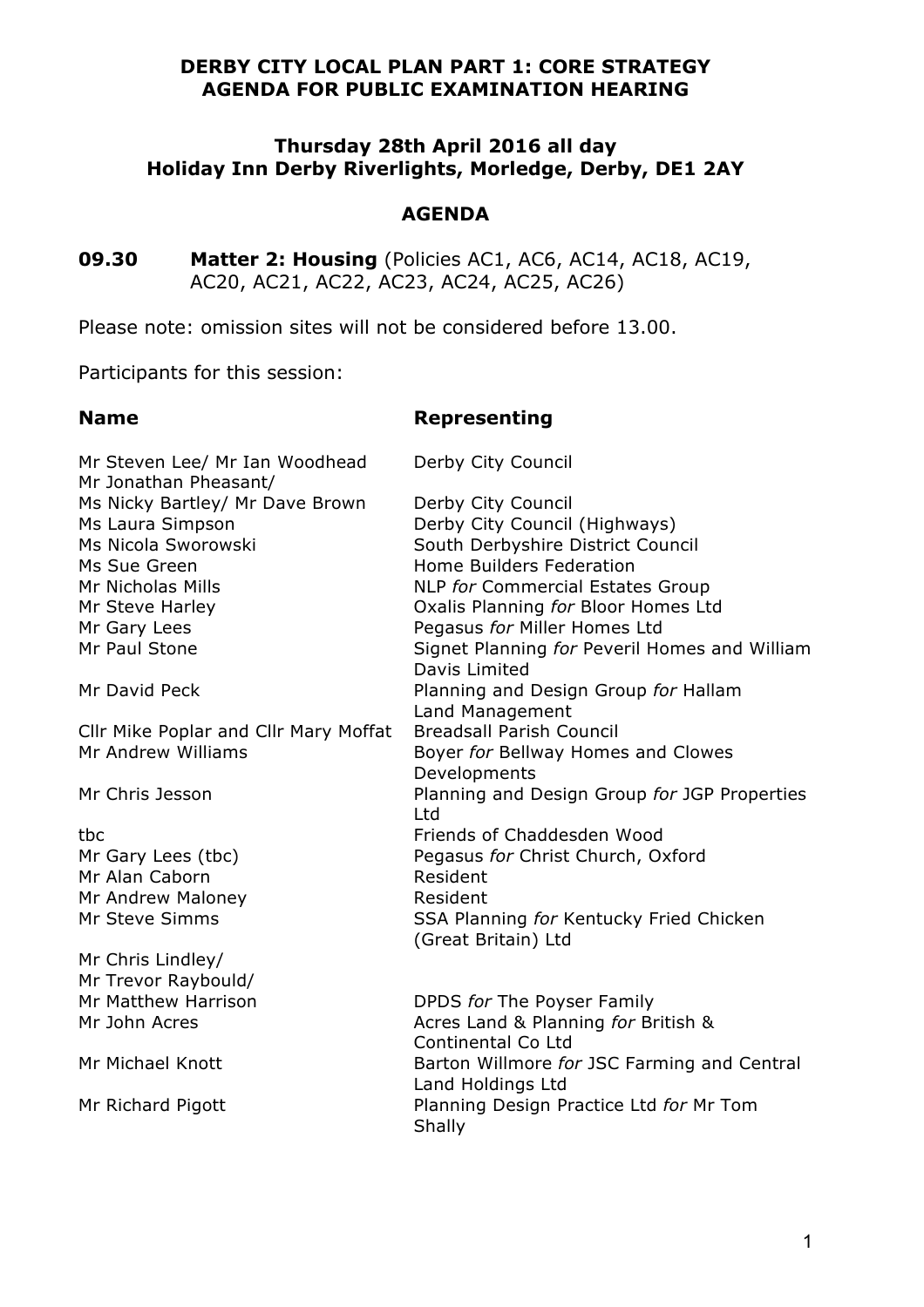**DERBY CITY LOCAL PLAN PART 1: CORE STRATEGY**
**AGENDA FOR PUBLIC EXAMINATION HEARING**

**Thursday 28th April 2016 all day**
**Holiday Inn Derby Riverlights, Morledge, Derby, DE1 2AY**

**AGENDA**

**09.30** **Matter 2: Housing** (Policies AC1, AC6, AC14, AC18, AC19, AC20, AC21, AC22, AC23, AC24, AC25, AC26)

Please note: omission sites will not be considered before 13.00.

Participants for this session:

| **Name** | **Representing** |
|---|---|
| Mr Steven Lee/ Mr Ian Woodhead | Derby City Council |
| Mr Jonathan Pheasant/ Ms Nicky Bartley/ Mr Dave Brown | Derby City Council |
| Ms Laura Simpson | Derby City Council (Highways) |
| Ms Nicola Sworowski | South Derbyshire District Council |
| Ms Sue Green | Home Builders Federation |
| Mr Nicholas Mills | NLP *for* Commercial Estates Group |
| Mr Steve Harley | Oxalis Planning *for* Bloor Homes Ltd |
| Mr Gary Lees | Pegasus *for* Miller Homes Ltd |
| Mr Paul Stone | Signet Planning *for* Peveril Homes and William Davis Limited |
| Mr David Peck | Planning and Design Group *for* Hallam Land Management |
| Cllr Mike Poplar and Cllr Mary Moffat | Breadsall Parish Council |
| Mr Andrew Williams | Boyer *for* Bellway Homes and Clowes Developments |
| Mr Chris Jesson | Planning and Design Group *for* JGP Properties Ltd |
| tbc | Friends of Chaddesden Wood |
| Mr Gary Lees (tbc) | Pegasus *for* Christ Church, Oxford |
| Mr Alan Caborn | Resident |
| Mr Andrew Maloney | Resident |
| Mr Steve Simms | SSA Planning *for* Kentucky Fried Chicken (Great Britain) Ltd |
| Mr Chris Lindley/ Mr Trevor Raybould/ Mr Matthew Harrison | DPDS *for* The Poyser Family |
| Mr John Acres | Acres Land & Planning *for* British & Continental Co Ltd |
| Mr Michael Knott | Barton Willmore *for* JSC Farming and Central Land Holdings Ltd |
| Mr Richard Pigott | Planning Design Practice Ltd *for* Mr Tom Shally |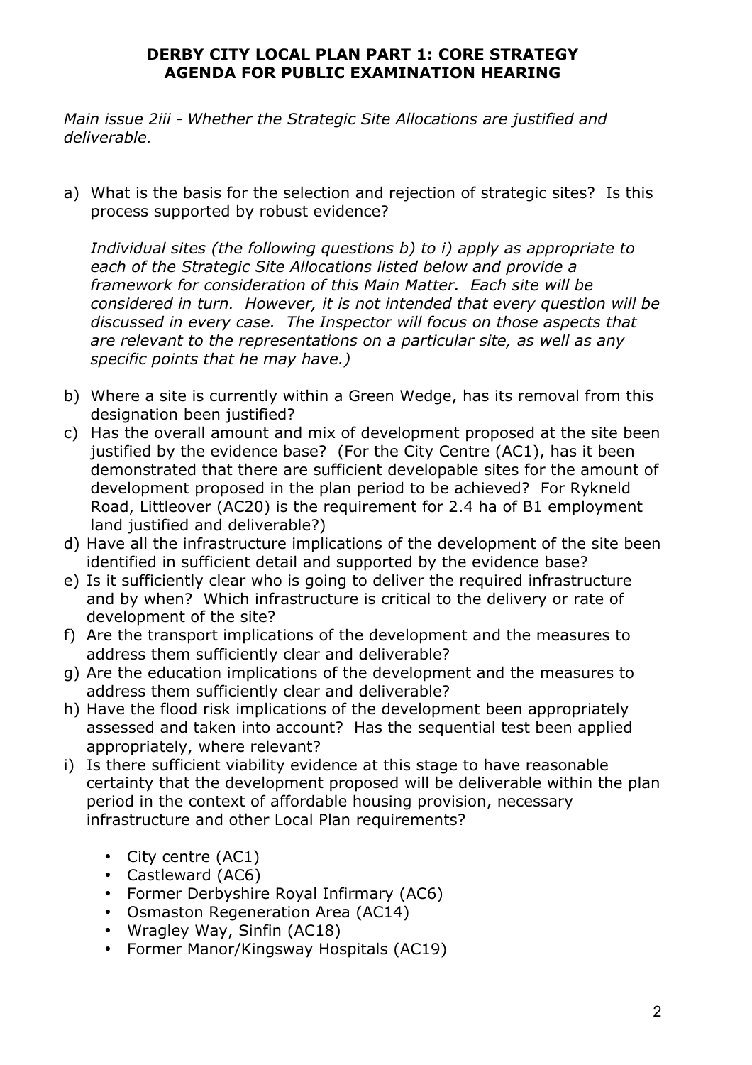**DERBY CITY LOCAL PLAN PART 1: CORE STRATEGY**
**AGENDA FOR PUBLIC EXAMINATION HEARING**

*Main issue 2iii - Whether the Strategic Site Allocations are justified and deliverable.*

a) What is the basis for the selection and rejection of strategic sites? Is this process supported by robust evidence?

   *Individual sites (the following questions b) to i) apply as appropriate to each of the Strategic Site Allocations listed below and provide a framework for consideration of this Main Matter. Each site will be considered in turn. However, it is not intended that every question will be discussed in every case. The Inspector will focus on those aspects that are relevant to the representations on a particular site, as well as any specific points that he may have.)*

b) Where a site is currently within a Green Wedge, has its removal from this designation been justified?
c) Has the overall amount and mix of development proposed at the site been justified by the evidence base? (For the City Centre (AC1), has it been demonstrated that there are sufficient developable sites for the amount of development proposed in the plan period to be achieved? For Rykneld Road, Littleover (AC20) is the requirement for 2.4 ha of B1 employment land justified and deliverable?)
d) Have all the infrastructure implications of the development of the site been identified in sufficient detail and supported by the evidence base?
e) Is it sufficiently clear who is going to deliver the required infrastructure and by when? Which infrastructure is critical to the delivery or rate of development of the site?
f) Are the transport implications of the development and the measures to address them sufficiently clear and deliverable?
g) Are the education implications of the development and the measures to address them sufficiently clear and deliverable?
h) Have the flood risk implications of the development been appropriately assessed and taken into account? Has the sequential test been applied appropriately, where relevant?
i) Is there sufficient viability evidence at this stage to have reasonable certainty that the development proposed will be deliverable within the plan period in the context of affordable housing provision, necessary infrastructure and other Local Plan requirements?

   - City centre (AC1)
   - Castleward (AC6)
   - Former Derbyshire Royal Infirmary (AC6)
   - Osmaston Regeneration Area (AC14)
   - Wragley Way, Sinfin (AC18)
   - Former Manor/Kingsway Hospitals (AC19)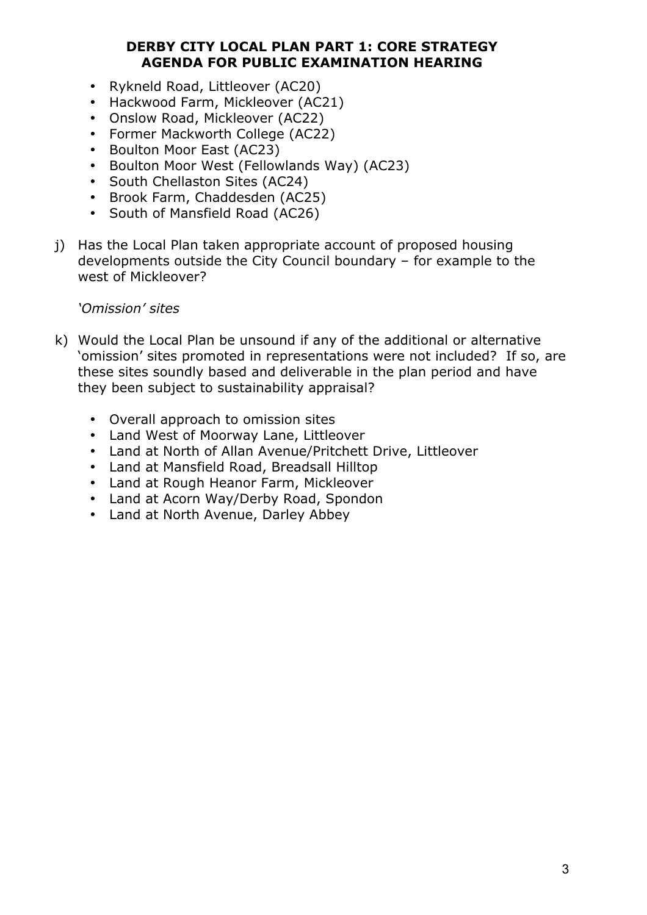- Rykneld Road, Littleover (AC20)
- Hackwood Farm, Mickleover (AC21)
- Onslow Road, Mickleover (AC22)
- Former Mackworth College (AC22)
- Boulton Moor East (AC23)
- Boulton Moor West (Fellowlands Way) (AC23)
- South Chellaston Sites (AC24)
- Brook Farm, Chaddesden (AC25)
- South of Mansfield Road (AC26)

j) Has the Local Plan taken appropriate account of proposed housing developments outside the City Council boundary – for example to the west of Mickleover?

*'Omission' sites*

k) Would the Local Plan be unsound if any of the additional or alternative 'omission' sites promoted in representations were not included? If so, are these sites soundly based and deliverable in the plan period and have they been subject to sustainability appraisal?

- Overall approach to omission sites
- Land West of Moorway Lane, Littleover
- Land at North of Allan Avenue/Pritchett Drive, Littleover
- Land at Mansfield Road, Breadsall Hilltop
- Land at Rough Heanor Farm, Mickleover
- Land at Acorn Way/Derby Road, Spondon
- Land at North Avenue, Darley Abbey